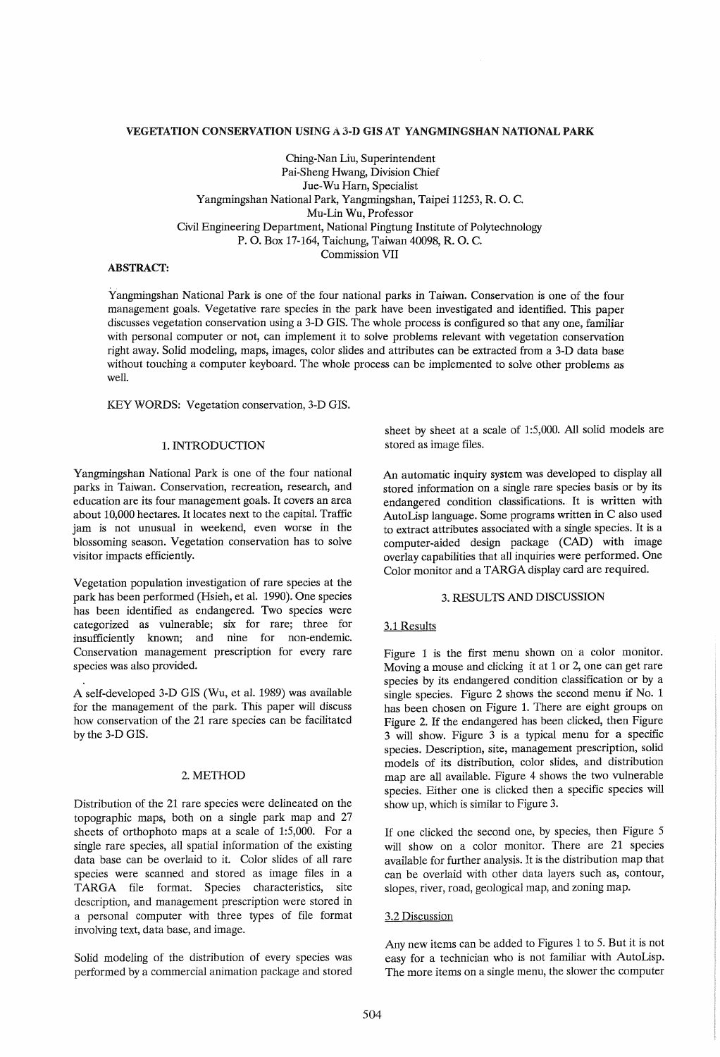# VEGETATION CONSERVATION USING A 3-D GIS AT YANGMINGSHAN NATIONAL PARK

Ching-Nan Liu, Superintendent
Pai-Sheng Hwang, Division Chief
Jue-Wu Harn, Specialist
Yangmingshan National Park, Yangmingshan, Taipei 11253, R. O. C.
Mu-Lin Wu, Professor
Civil Engineering Department, National Pingtung Institute of Polytechnology
P. O. Box 17-164, Taichung, Taiwan 40098, R. O. C.
Commission VII

**ABSTRACT:**

Yangmingshan National Park is one of the four national parks in Taiwan. Conservation is one of the four management goals. Vegetative rare species in the park have been investigated and identified. This paper discusses vegetation conservation using a 3-D GIS. The whole process is configured so that any one, familiar with personal computer or not, can implement it to solve problems relevant with vegetation conservation right away. Solid modeling, maps, images, color slides and attributes can be extracted from a 3-D data base without touching a computer keyboard. The whole process can be implemented to solve other problems as well.

KEY WORDS: Vegetation conservation, 3-D GIS.

## 1. INTRODUCTION

Yangmingshan National Park is one of the four national parks in Taiwan. Conservation, recreation, research, and education are its four management goals. It covers an area about 10,000 hectares. It locates next to the capital. Traffic jam is not unusual in weekend, even worse in the blossoming season. Vegetation conservation has to solve visitor impacts efficiently.

Vegetation population investigation of rare species at the park has been performed (Hsieh, et al. 1990). One species has been identified as endangered. Two species were categorized as vulnerable; six for rare; three for insufficiently known; and nine for non-endemic. Conservation management prescription for every rare species was also provided.

A self-developed 3-D GIS (Wu, et al. 1989) was available for the management of the park. This paper will discuss how conservation of the 21 rare species can be facilitated by the 3-D GIS.

## 2. METHOD

Distribution of the 21 rare species were delineated on the topographic maps, both on a single park map and 27 sheets of orthophoto maps at a scale of 1:5,000. For a single rare species, all spatial information of the existing data base can be overlaid to it. Color slides of all rare species were scanned and stored as image files in a TARGA file format. Species characteristics, site description, and management prescription were stored in a personal computer with three types of file format involving text, data base, and image.

Solid modeling of the distribution of every species was performed by a commercial animation package and stored sheet by sheet at a scale of 1:5,000. All solid models are stored as image files.

An automatic inquiry system was developed to display all stored information on a single rare species basis or by its endangered condition classifications. It is written with AutoLisp language. Some programs written in C also used to extract attributes associated with a single species. It is a computer-aided design package (CAD) with image overlay capabilities that all inquiries were performed. One Color monitor and a TARGA display card are required.

## 3. RESULTS AND DISCUSSION

### 3.1 Results

Figure 1 is the first menu shown on a color monitor. Moving a mouse and clicking it at 1 or 2, one can get rare species by its endangered condition classification or by a single species. Figure 2 shows the second menu if No. 1 has been chosen on Figure 1. There are eight groups on Figure 2. If the endangered has been clicked, then Figure 3 will show. Figure 3 is a typical menu for a specific species. Description, site, management prescription, solid models of its distribution, color slides, and distribution map are all available. Figure 4 shows the two vulnerable species. Either one is clicked then a specific species will show up, which is similar to Figure 3.

If one clicked the second one, by species, then Figure 5 will show on a color monitor. There are 21 species available for further analysis. It is the distribution map that can be overlaid with other data layers such as, contour, slopes, river, road, geological map, and zoning map.

### 3.2 Discussion

Any new items can be added to Figures 1 to 5. But it is not easy for a technician who is not familiar with AutoLisp. The more items on a single menu, the slower the computer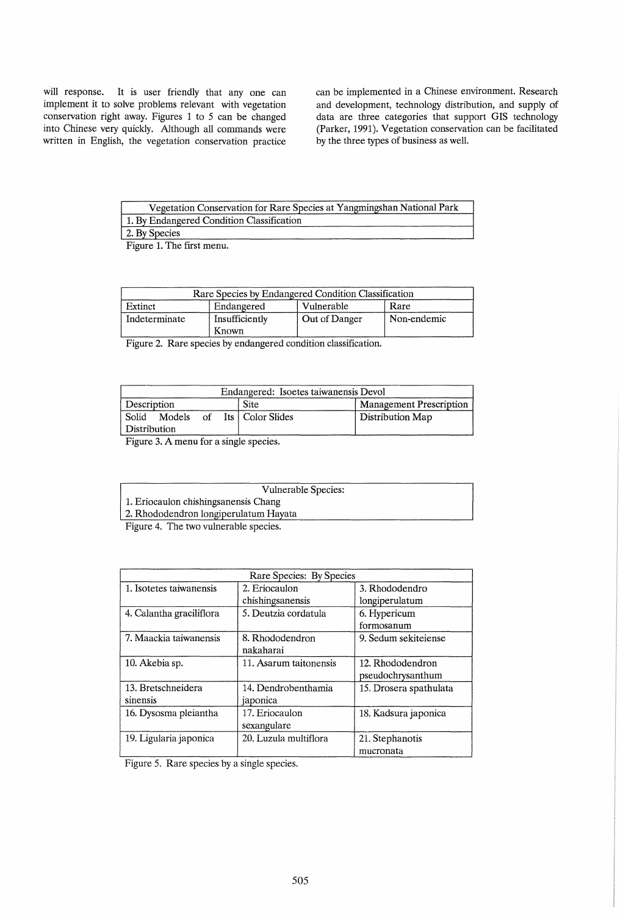will response. It is user friendly that any one can implement it to solve problems relevant with vegetation conservation right away. Figures 1 to 5 can be changed into Chinese very quickly. Although all commands were written in English, the vegetation conservation practice can be implemented in a Chinese environment. Research and development, technology distribution, and supply of data are three categories that support GIS technology (Parker, 1991). Vegetation conservation can be facilitated by the three types of business as well.

| Vegetation Conservation for Rare Species at Yangmingshan National Park |
|---|
| 1. By Endangered Condition Classification |
| 2. By Species |

Figure 1. The first menu.

| Rare Species by Endangered Condition Classification | | | |
|---|---|---|---|
| Extinct | Endangered | Vulnerable | Rare |
| Indeterminate | Insufficiently Known | Out of Danger | Non-endemic |

Figure 2. Rare species by endangered condition classification.

| Endangered: Isoetes taiwanensis Devol | | |
|---|---|---|
| Description | Site | Management Prescription |
| Solid Models of Its Distribution | Color Slides | Distribution Map |

Figure 3. A menu for a single species.

| Vulnerable Species: |
|---|
| 1. Eriocaulon chishingsanensis Chang |
| 2. Rhododendron longiperulatum Hayata |

Figure 4. The two vulnerable species.

| Rare Species: By Species | | |
|---|---|---|
| 1. Isotetes taiwanensis | 2. Eriocaulon chishingsanensis | 3. Rhododendro longiperulatum |
| 4. Calantha graciliflora | 5. Deutzia cordatula | 6. Hypericum formosanum |
| 7. Maackia taiwanensis | 8. Rhododendron nakaharai | 9. Sedum sekiteiense |
| 10. Akebia sp. | 11. Asarum taitonensis | 12. Rhododendron pseudochrysanthum |
| 13. Bretschneidera sinensis | 14. Dendrobenthamia japonica | 15. Drosera spathulata |
| 16. Dysosma pleiantha | 17. Eriocaulon sexangulare | 18. Kadsura japonica |
| 19. Ligularia japonica | 20. Luzula multiflora | 21. Stephanotis mucronata |

Figure 5. Rare species by a single species.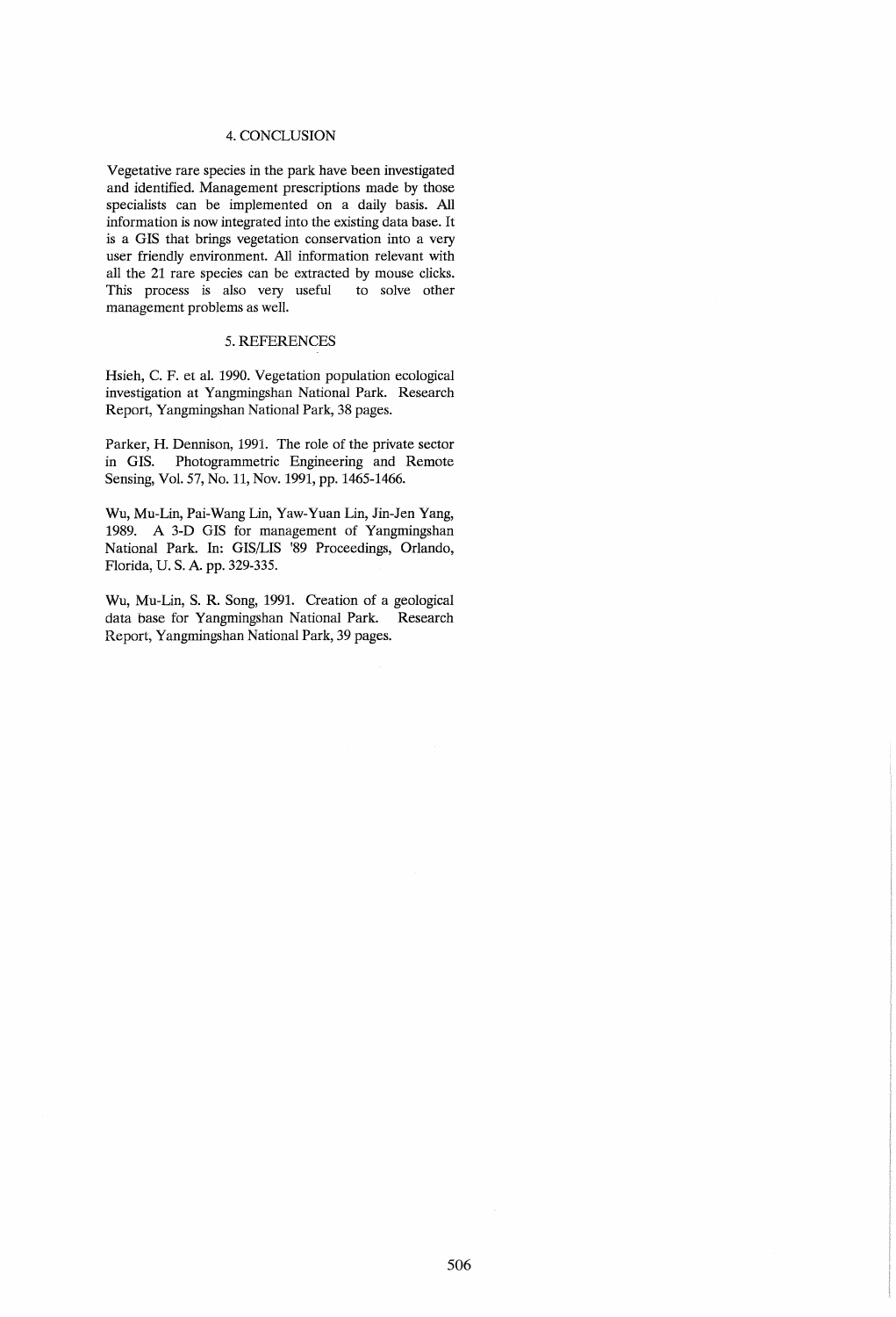## 4. CONCLUSION

Vegetative rare species in the park have been investigated and identified. Management prescriptions made by those specialists can be implemented on a daily basis. All information is now integrated into the existing data base. It is a GIS that brings vegetation conservation into a very user friendly environment. All information relevant with all the 21 rare species can be extracted by mouse clicks. This process is also very useful to solve other management problems as well.

## 5. REFERENCES

Hsieh, C. F. et al. 1990. Vegetation population ecological investigation at Yangmingshan National Park. Research Report, Yangmingshan National Park, 38 pages.

Parker, H. Dennison, 1991. The role of the private sector in GIS. Photogrammetric Engineering and Remote Sensing, Vol. 57, No. 11, Nov. 1991, pp. 1465-1466.

Wu, Mu-Lin, Pai-Wang Lin, Yaw-Yuan Lin, Jin-Jen Yang, 1989. A 3-D GIS for management of Yangmingshan National Park. In: GIS/LIS '89 Proceedings, Orlando, Florida, U. S. A. pp. 329-335.

Wu, Mu-Lin, S. R. Song, 1991. Creation of a geological data base for Yangmingshan National Park. Research Report, Yangmingshan National Park, 39 pages.